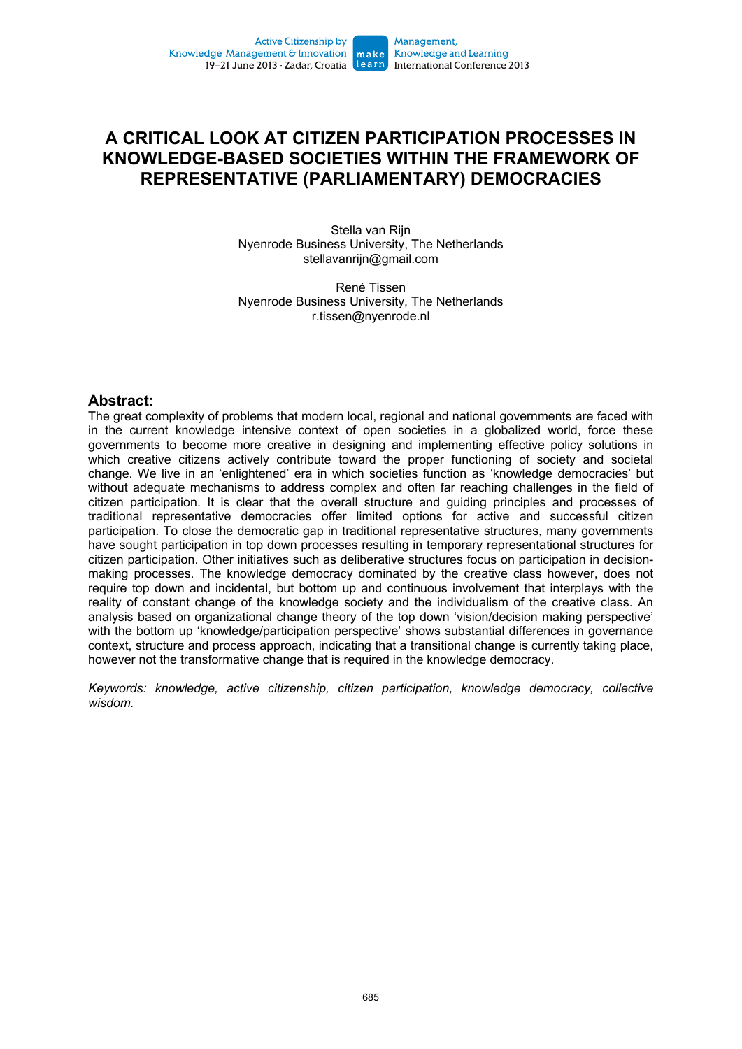# A CRITICAL LOOK AT CITIZEN PARTICIPATION PROCESSES IN KNOWLEDGE-BASED SOCIETIES WITHIN THE FRAMEWORK OF REPRESENTATIVE (PARLIAMENTARY) DEMOCRACIES

Stella van Rijn
Nyenrode Business University, The Netherlands
stellavanrijn@gmail.com

René Tissen
Nyenrode Business University, The Netherlands
r.tissen@nyenrode.nl

## Abstract:

The great complexity of problems that modern local, regional and national governments are faced with in the current knowledge intensive context of open societies in a globalized world, force these governments to become more creative in designing and implementing effective policy solutions in which creative citizens actively contribute toward the proper functioning of society and societal change. We live in an 'enlightened' era in which societies function as 'knowledge democracies' but without adequate mechanisms to address complex and often far reaching challenges in the field of citizen participation. It is clear that the overall structure and guiding principles and processes of traditional representative democracies offer limited options for active and successful citizen participation. To close the democratic gap in traditional representative structures, many governments have sought participation in top down processes resulting in temporary representational structures for citizen participation. Other initiatives such as deliberative structures focus on participation in decision-making processes. The knowledge democracy dominated by the creative class however, does not require top down and incidental, but bottom up and continuous involvement that interplays with the reality of constant change of the knowledge society and the individualism of the creative class. An analysis based on organizational change theory of the top down 'vision/decision making perspective' with the bottom up 'knowledge/participation perspective' shows substantial differences in governance context, structure and process approach, indicating that a transitional change is currently taking place, however not the transformative change that is required in the knowledge democracy.

*Keywords: knowledge, active citizenship, citizen participation, knowledge democracy, collective wisdom.*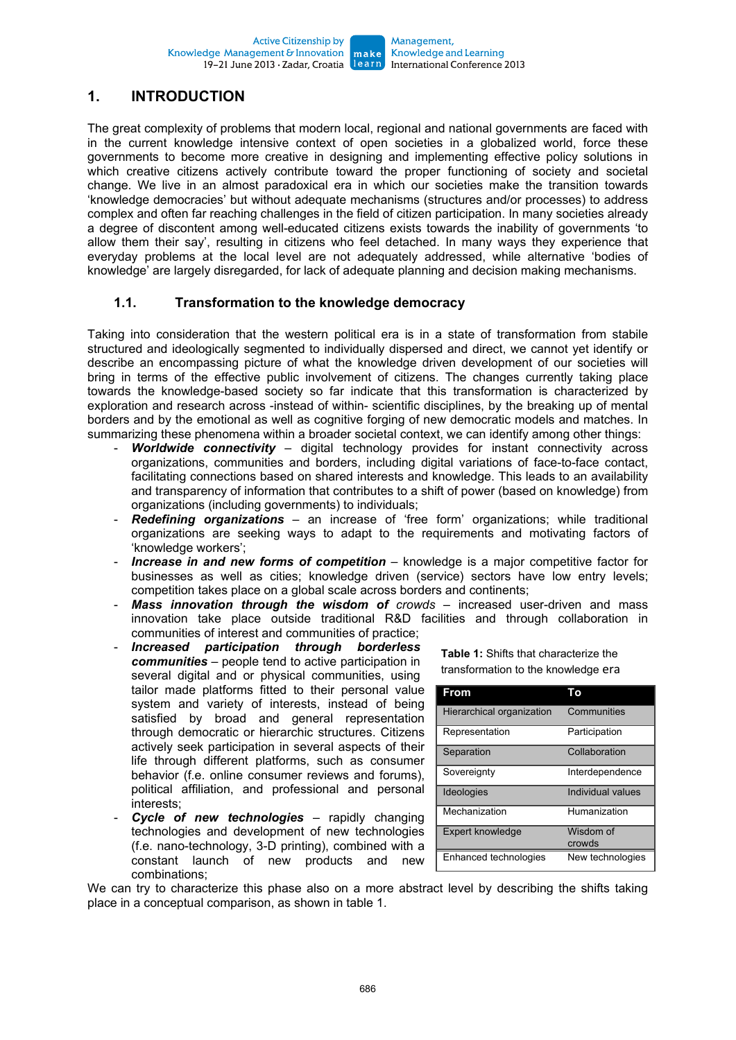# 1. INTRODUCTION

The great complexity of problems that modern local, regional and national governments are faced with in the current knowledge intensive context of open societies in a globalized world, force these governments to become more creative in designing and implementing effective policy solutions in which creative citizens actively contribute toward the proper functioning of society and societal change. We live in an almost paradoxical era in which our societies make the transition towards 'knowledge democracies' but without adequate mechanisms (structures and/or processes) to address complex and often far reaching challenges in the field of citizen participation. In many societies already a degree of discontent among well-educated citizens exists towards the inability of governments 'to allow them their say', resulting in citizens who feel detached. In many ways they experience that everyday problems at the local level are not adequately addressed, while alternative 'bodies of knowledge' are largely disregarded, for lack of adequate planning and decision making mechanisms.

## 1.1. Transformation to the knowledge democracy

Taking into consideration that the western political era is in a state of transformation from stabile structured and ideologically segmented to individually dispersed and direct, we cannot yet identify or describe an encompassing picture of what the knowledge driven development of our societies will bring in terms of the effective public involvement of citizens. The changes currently taking place towards the knowledge-based society so far indicate that this transformation is characterized by exploration and research across -instead of within- scientific disciplines, by the breaking up of mental borders and by the emotional as well as cognitive forging of new democratic models and matches. In summarizing these phenomena within a broader societal context, we can identify among other things:

- ***Worldwide connectivity*** – digital technology provides for instant connectivity across organizations, communities and borders, including digital variations of face-to-face contact, facilitating connections based on shared interests and knowledge. This leads to an availability and transparency of information that contributes to a shift of power (based on knowledge) from organizations (including governments) to individuals;
- ***Redefining organizations*** – an increase of 'free form' organizations; while traditional organizations are seeking ways to adapt to the requirements and motivating factors of 'knowledge workers';
- ***Increase in and new forms of competition*** – knowledge is a major competitive factor for businesses as well as cities; knowledge driven (service) sectors have low entry levels; competition takes place on a global scale across borders and continents;
- ***Mass innovation through the wisdom of** crowds* – increased user-driven and mass innovation take place outside traditional R&D facilities and through collaboration in communities of interest and communities of practice;
- ***Increased participation through borderless communities*** – people tend to active participation in several digital and or physical communities, using tailor made platforms fitted to their personal value system and variety of interests, instead of being satisfied by broad and general representation through democratic or hierarchic structures. Citizens actively seek participation in several aspects of their life through different platforms, such as consumer behavior (f.e. online consumer reviews and forums), political affiliation, and professional and personal interests;
- ***Cycle of new technologies*** – rapidly changing technologies and development of new technologies (f.e. nano-technology, 3-D printing), combined with a constant launch of new products and new combinations;

**Table 1:** Shifts that characterize the transformation to the knowledge era

| From | To |
|---|---|
| Hierarchical organization | Communities |
| Representation | Participation |
| Separation | Collaboration |
| Sovereignty | Interdependence |
| Ideologies | Individual values |
| Mechanization | Humanization |
| Expert knowledge | Wisdom of crowds |
| Enhanced technologies | New technologies |

We can try to characterize this phase also on a more abstract level by describing the shifts taking place in a conceptual comparison, as shown in table 1.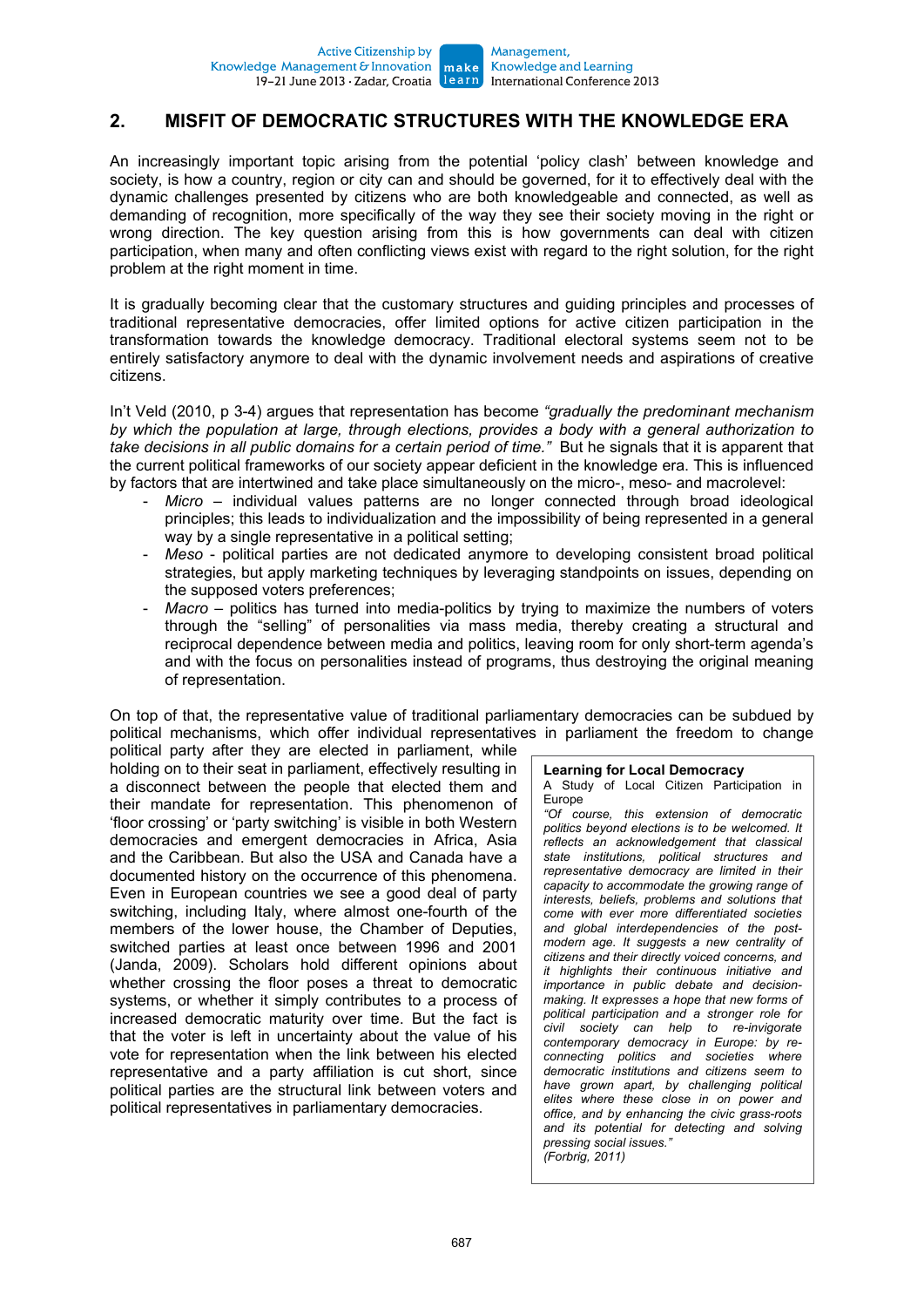## 2. MISFIT OF DEMOCRATIC STRUCTURES WITH THE KNOWLEDGE ERA

An increasingly important topic arising from the potential 'policy clash' between knowledge and society, is how a country, region or city can and should be governed, for it to effectively deal with the dynamic challenges presented by citizens who are both knowledgeable and connected, as well as demanding of recognition, more specifically of the way they see their society moving in the right or wrong direction. The key question arising from this is how governments can deal with citizen participation, when many and often conflicting views exist with regard to the right solution, for the right problem at the right moment in time.

It is gradually becoming clear that the customary structures and guiding principles and processes of traditional representative democracies, offer limited options for active citizen participation in the transformation towards the knowledge democracy. Traditional electoral systems seem not to be entirely satisfactory anymore to deal with the dynamic involvement needs and aspirations of creative citizens.

In't Veld (2010, p 3-4) argues that representation has become *"gradually the predominant mechanism by which the population at large, through elections, provides a body with a general authorization to take decisions in all public domains for a certain period of time."* But he signals that it is apparent that the current political frameworks of our society appear deficient in the knowledge era. This is influenced by factors that are intertwined and take place simultaneously on the micro-, meso- and macrolevel:

- *Micro* – individual values patterns are no longer connected through broad ideological principles; this leads to individualization and the impossibility of being represented in a general way by a single representative in a political setting;
- *Meso* - political parties are not dedicated anymore to developing consistent broad political strategies, but apply marketing techniques by leveraging standpoints on issues, depending on the supposed voters preferences;
- *Macro* – politics has turned into media-politics by trying to maximize the numbers of voters through the "selling" of personalities via mass media, thereby creating a structural and reciprocal dependence between media and politics, leaving room for only short-term agenda's and with the focus on personalities instead of programs, thus destroying the original meaning of representation.

On top of that, the representative value of traditional parliamentary democracies can be subdued by political mechanisms, which offer individual representatives in parliament the freedom to change political party after they are elected in parliament, while holding on to their seat in parliament, effectively resulting in a disconnect between the people that elected them and their mandate for representation. This phenomenon of 'floor crossing' or 'party switching' is visible in both Western democracies and emergent democracies in Africa, Asia and the Caribbean. But also the USA and Canada have a documented history on the occurrence of this phenomena. Even in European countries we see a good deal of party switching, including Italy, where almost one-fourth of the members of the lower house, the Chamber of Deputies, switched parties at least once between 1996 and 2001 (Janda, 2009). Scholars hold different opinions about whether crossing the floor poses a threat to democratic systems, or whether it simply contributes to a process of increased democratic maturity over time. But the fact is that the voter is left in uncertainty about the value of his vote for representation when the link between his elected representative and a party affiliation is cut short, since political parties are the structural link between voters and political representatives in parliamentary democracies.

> **Learning for Local Democracy**
> A Study of Local Citizen Participation in Europe
> *"Of course, this extension of democratic politics beyond elections is to be welcomed. It reflects an acknowledgement that classical state institutions, political structures and representative democracy are limited in their capacity to accommodate the growing range of interests, beliefs, problems and solutions that come with ever more differentiated societies and global interdependencies of the post-modern age. It suggests a new centrality of citizens and their directly voiced concerns, and it highlights their continuous initiative and importance in public debate and decision-making. It expresses a hope that new forms of political participation and a stronger role for civil society can help to re-invigorate contemporary democracy in Europe: by re-connecting politics and societies where democratic institutions and citizens seem to have grown apart, by challenging political elites where these close in on power and office, and by enhancing the civic grass-roots and its potential for detecting and solving pressing social issues."*
> *(Forbrig, 2011)*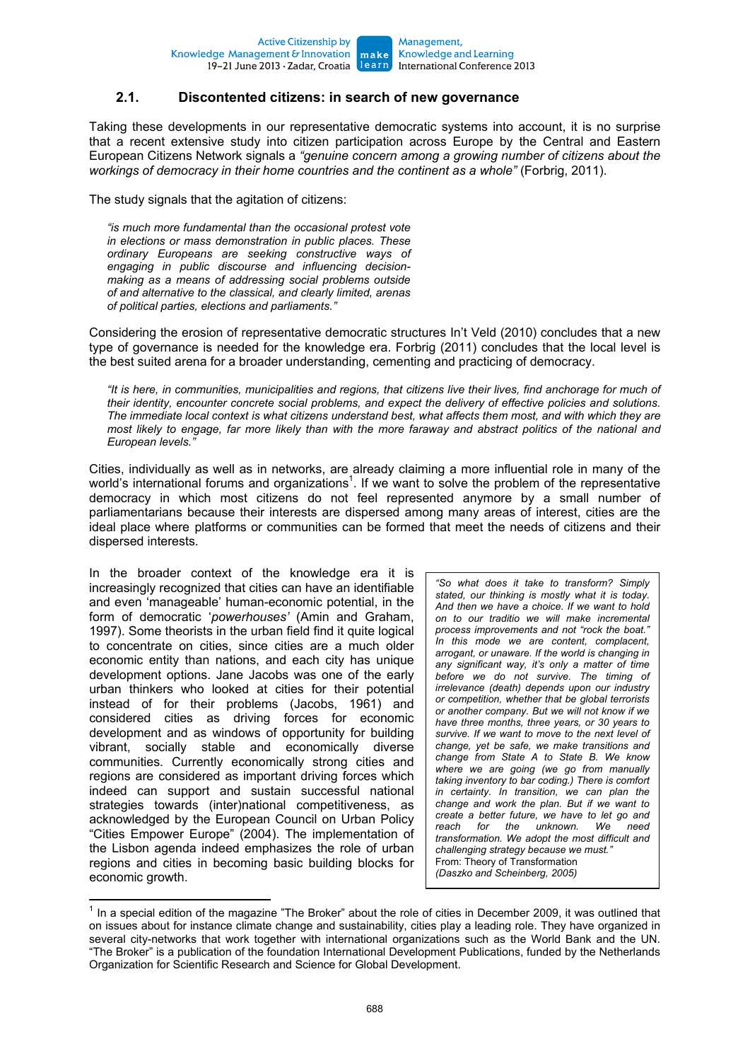## 2.1. Discontented citizens: in search of new governance

Taking these developments in our representative democratic systems into account, it is no surprise that a recent extensive study into citizen participation across Europe by the Central and Eastern European Citizens Network signals a *"genuine concern among a growing number of citizens about the workings of democracy in their home countries and the continent as a whole"* (Forbrig, 2011).

The study signals that the agitation of citizens:

> *"is much more fundamental than the occasional protest vote in elections or mass demonstration in public places. These ordinary Europeans are seeking constructive ways of engaging in public discourse and influencing decision-making as a means of addressing social problems outside of and alternative to the classical, and clearly limited, arenas of political parties, elections and parliaments."*

Considering the erosion of representative democratic structures In't Veld (2010) concludes that a new type of governance is needed for the knowledge era. Forbrig (2011) concludes that the local level is the best suited arena for a broader understanding, cementing and practicing of democracy.

> *"It is here, in communities, municipalities and regions, that citizens live their lives, find anchorage for much of their identity, encounter concrete social problems, and expect the delivery of effective policies and solutions. The immediate local context is what citizens understand best, what affects them most, and with which they are most likely to engage, far more likely than with the more faraway and abstract politics of the national and European levels."*

Cities, individually as well as in networks, are already claiming a more influential role in many of the world's international forums and organizations[1]. If we want to solve the problem of the representative democracy in which most citizens do not feel represented anymore by a small number of parliamentarians because their interests are dispersed among many areas of interest, cities are the ideal place where platforms or communities can be formed that meet the needs of citizens and their dispersed interests.

In the broader context of the knowledge era it is increasingly recognized that cities can have an identifiable and even 'manageable' human-economic potential, in the form of democratic '*powerhouses'* (Amin and Graham, 1997). Some theorists in the urban field find it quite logical to concentrate on cities, since cities are a much older economic entity than nations, and each city has unique development options. Jane Jacobs was one of the early urban thinkers who looked at cities for their potential instead of for their problems (Jacobs, 1961) and considered cities as driving forces for economic development and as windows of opportunity for building vibrant, socially stable and economically diverse communities. Currently economically strong cities and regions are considered as important driving forces which indeed can support and sustain successful national strategies towards (inter)national competitiveness, as acknowledged by the European Council on Urban Policy "Cities Empower Europe" (2004). The implementation of the Lisbon agenda indeed emphasizes the role of urban regions and cities in becoming basic building blocks for economic growth.

> *"So what does it take to transform? Simply stated, our thinking is mostly what it is today. And then we have a choice. If we want to hold on to our traditio we will make incremental process improvements and not "rock the boat." In this mode we are content, complacent, arrogant, or unaware. If the world is changing in any significant way, it's only a matter of time before we do not survive. The timing of irrelevance (death) depends upon our industry or competition, whether that be global terrorists or another company. But we will not know if we have three months, three years, or 30 years to survive. If we want to move to the next level of change, yet be safe, we make transitions and change from State A to State B. We know where we are going (we go from manually taking inventory to bar coding.) There is comfort in certainty. In transition, we can plan the change and work the plan. But if we want to create a better future, we have to let go and reach for the unknown. We need transformation. We adopt the most difficult and challenging strategy because we must."*
> From: Theory of Transformation
> *(Daszko and Scheinberg, 2005)*

[1] In a special edition of the magazine "The Broker" about the role of cities in December 2009, it was outlined that on issues about for instance climate change and sustainability, cities play a leading role. They have organized in several city-networks that work together with international organizations such as the World Bank and the UN. "The Broker" is a publication of the foundation International Development Publications, funded by the Netherlands Organization for Scientific Research and Science for Global Development.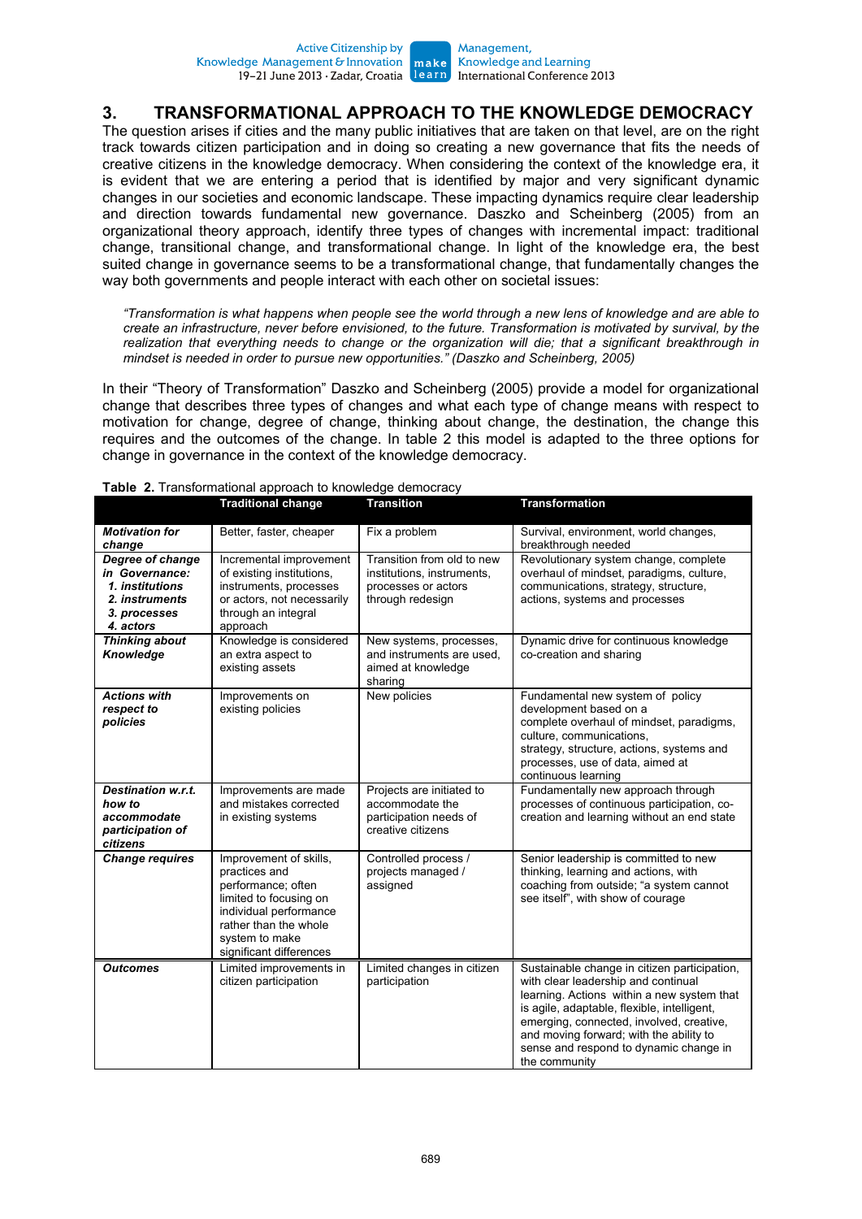## 3. TRANSFORMATIONAL APPROACH TO THE KNOWLEDGE DEMOCRACY

The question arises if cities and the many public initiatives that are taken on that level, are on the right track towards citizen participation and in doing so creating a new governance that fits the needs of creative citizens in the knowledge democracy. When considering the context of the knowledge era, it is evident that we are entering a period that is identified by major and very significant dynamic changes in our societies and economic landscape. These impacting dynamics require clear leadership and direction towards fundamental new governance. Daszko and Scheinberg (2005) from an organizational theory approach, identify three types of changes with incremental impact: traditional change, transitional change, and transformational change. In light of the knowledge era, the best suited change in governance seems to be a transformational change, that fundamentally changes the way both governments and people interact with each other on societal issues:

> *"Transformation is what happens when people see the world through a new lens of knowledge and are able to create an infrastructure, never before envisioned, to the future. Transformation is motivated by survival, by the realization that everything needs to change or the organization will die; that a significant breakthrough in mindset is needed in order to pursue new opportunities." (Daszko and Scheinberg, 2005)*

In their "Theory of Transformation" Daszko and Scheinberg (2005) provide a model for organizational change that describes three types of changes and what each type of change means with respect to motivation for change, degree of change, thinking about change, the destination, the change this requires and the outcomes of the change. In table 2 this model is adapted to the three options for change in governance in the context of the knowledge democracy.

**Table 2.** Transformational approach to knowledge democracy

| | **Traditional change** | **Transition** | **Transformation** |
|---|---|---|---|
| ***Motivation for change*** | Better, faster, cheaper | Fix a problem | Survival, environment, world changes, breakthrough needed |
| ***Degree of change in Governance: 1. institutions 2. instruments 3. processes 4. actors*** | Incremental improvement of existing institutions, instruments, processes or actors, not necessarily through an integral approach | Transition from old to new institutions, instruments, processes or actors through redesign | Revolutionary system change, complete overhaul of mindset, paradigms, culture, communications, strategy, structure, actions, systems and processes |
| ***Thinking about Knowledge*** | Knowledge is considered an extra aspect to existing assets | New systems, processes, and instruments are used, aimed at knowledge sharing | Dynamic drive for continuous knowledge co-creation and sharing |
| ***Actions with respect to policies*** | Improvements on existing policies | New policies | Fundamental new system of policy development based on a complete overhaul of mindset, paradigms, culture, communications, strategy, structure, actions, systems and processes, use of data, aimed at continuous learning |
| ***Destination w.r.t. how to accommodate participation of citizens*** | Improvements are made and mistakes corrected in existing systems | Projects are initiated to accommodate the participation needs of creative citizens | Fundamentally new approach through processes of continuous participation, co-creation and learning without an end state |
| ***Change requires*** | Improvement of skills, practices and performance; often limited to focusing on individual performance rather than the whole system to make significant differences | Controlled process / projects managed / assigned | Senior leadership is committed to new thinking, learning and actions, with coaching from outside; "a system cannot see itself", with show of courage |
| ***Outcomes*** | Limited improvements in citizen participation | Limited changes in citizen participation | Sustainable change in citizen participation, with clear leadership and continual learning. Actions within a new system that is agile, adaptable, flexible, intelligent, emerging, connected, involved, creative, and moving forward; with the ability to sense and respond to dynamic change in the community |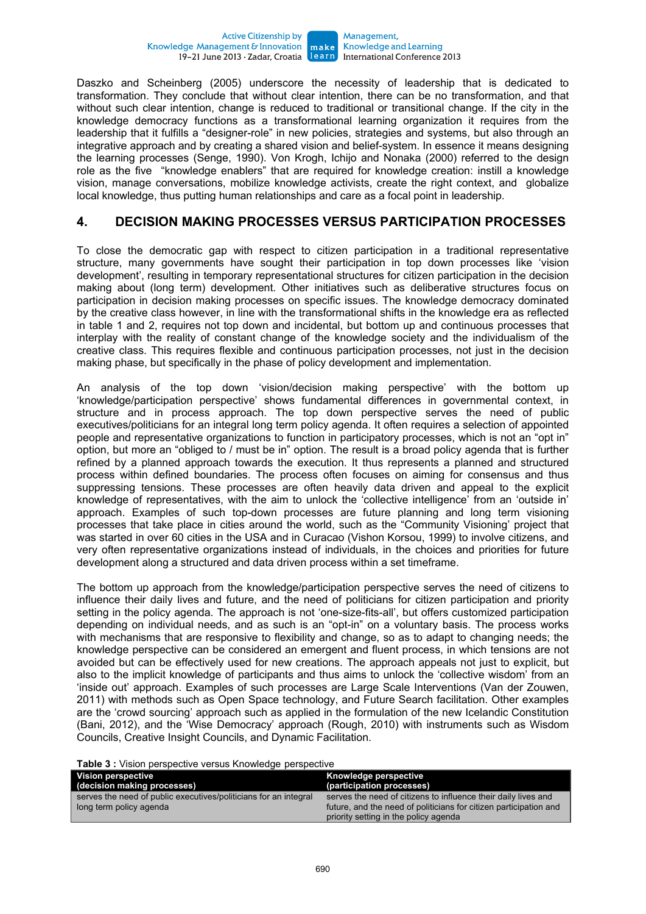Daszko and Scheinberg (2005) underscore the necessity of leadership that is dedicated to transformation. They conclude that without clear intention, there can be no transformation, and that without such clear intention, change is reduced to traditional or transitional change. If the city in the knowledge democracy functions as a transformational learning organization it requires from the leadership that it fulfills a "designer-role" in new policies, strategies and systems, but also through an integrative approach and by creating a shared vision and belief-system. In essence it means designing the learning processes (Senge, 1990). Von Krogh, Ichijo and Nonaka (2000) referred to the design role as the five "knowledge enablers" that are required for knowledge creation: instill a knowledge vision, manage conversations, mobilize knowledge activists, create the right context, and globalize local knowledge, thus putting human relationships and care as a focal point in leadership.

## 4. DECISION MAKING PROCESSES VERSUS PARTICIPATION PROCESSES

To close the democratic gap with respect to citizen participation in a traditional representative structure, many governments have sought their participation in top down processes like 'vision development', resulting in temporary representational structures for citizen participation in the decision making about (long term) development. Other initiatives such as deliberative structures focus on participation in decision making processes on specific issues. The knowledge democracy dominated by the creative class however, in line with the transformational shifts in the knowledge era as reflected in table 1 and 2, requires not top down and incidental, but bottom up and continuous processes that interplay with the reality of constant change of the knowledge society and the individualism of the creative class. This requires flexible and continuous participation processes, not just in the decision making phase, but specifically in the phase of policy development and implementation.

An analysis of the top down 'vision/decision making perspective' with the bottom up 'knowledge/participation perspective' shows fundamental differences in governmental context, in structure and in process approach. The top down perspective serves the need of public executives/politicians for an integral long term policy agenda. It often requires a selection of appointed people and representative organizations to function in participatory processes, which is not an "opt in" option, but more an "obliged to / must be in" option. The result is a broad policy agenda that is further refined by a planned approach towards the execution. It thus represents a planned and structured process within defined boundaries. The process often focuses on aiming for consensus and thus suppressing tensions. These processes are often heavily data driven and appeal to the explicit knowledge of representatives, with the aim to unlock the 'collective intelligence' from an 'outside in' approach. Examples of such top-down processes are future planning and long term visioning processes that take place in cities around the world, such as the "Community Visioning" project that was started in over 60 cities in the USA and in Curacao (Vishon Korsou, 1999) to involve citizens, and very often representative organizations instead of individuals, in the choices and priorities for future development along a structured and data driven process within a set timeframe.

The bottom up approach from the knowledge/participation perspective serves the need of citizens to influence their daily lives and future, and the need of politicians for citizen participation and priority setting in the policy agenda. The approach is not 'one-size-fits-all', but offers customized participation depending on individual needs, and as such is an "opt-in" on a voluntary basis. The process works with mechanisms that are responsive to flexibility and change, so as to adapt to changing needs; the knowledge perspective can be considered an emergent and fluent process, in which tensions are not avoided but can be effectively used for new creations. The approach appeals not just to explicit, but also to the implicit knowledge of participants and thus aims to unlock the 'collective wisdom' from an 'inside out' approach. Examples of such processes are Large Scale Interventions (Van der Zouwen, 2011) with methods such as Open Space technology, and Future Search facilitation. Other examples are the 'crowd sourcing' approach such as applied in the formulation of the new Icelandic Constitution (Bani, 2012), and the 'Wise Democracy' approach (Rough, 2010) with instruments such as Wisdom Councils, Creative Insight Councils, and Dynamic Facilitation.

**Table 3 :** Vision perspective versus Knowledge perspective

| Vision perspective (decision making processes) | Knowledge perspective (participation processes) |
|---|---|
| serves the need of public executives/politicians for an integral long term policy agenda | serves the need of citizens to influence their daily lives and future, and the need of politicians for citizen participation and priority setting in the policy agenda |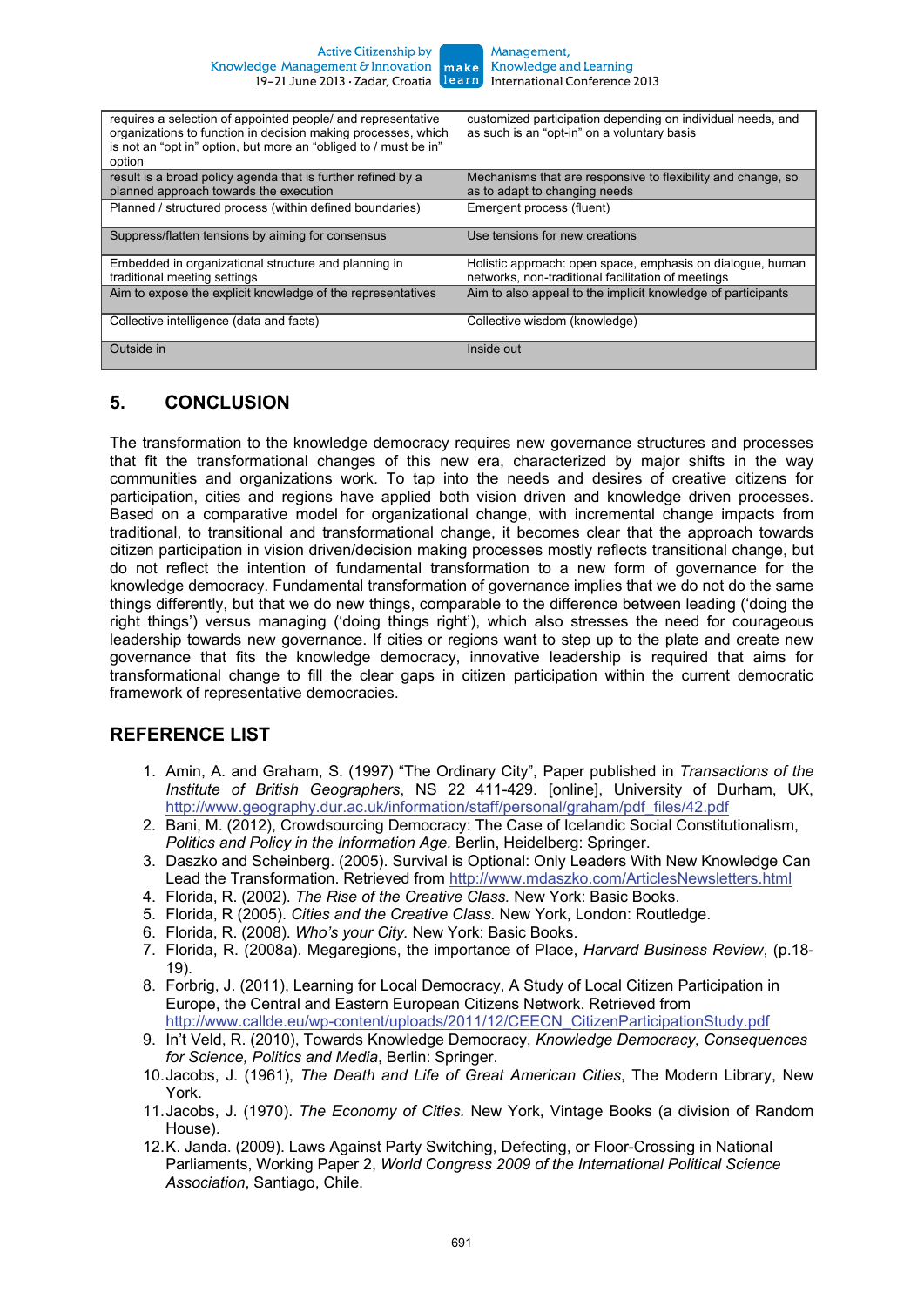| | |
|---|---|
| requires a selection of appointed people/ and representative organizations to function in decision making processes, which is not an "opt in" option, but more an "obliged to / must be in" option | customized participation depending on individual needs, and as such is an "opt-in" on a voluntary basis |
| result is a broad policy agenda that is further refined by a planned approach towards the execution | Mechanisms that are responsive to flexibility and change, so as to adapt to changing needs |
| Planned / structured process (within defined boundaries) | Emergent process (fluent) |
| Suppress/flatten tensions by aiming for consensus | Use tensions for new creations |
| Embedded in organizational structure and planning in traditional meeting settings | Holistic approach: open space, emphasis on dialogue, human networks, non-traditional facilitation of meetings |
| Aim to expose the explicit knowledge of the representatives | Aim to also appeal to the implicit knowledge of participants |
| Collective intelligence (data and facts) | Collective wisdom (knowledge) |
| Outside in | Inside out |

## 5. CONCLUSION

The transformation to the knowledge democracy requires new governance structures and processes that fit the transformational changes of this new era, characterized by major shifts in the way communities and organizations work. To tap into the needs and desires of creative citizens for participation, cities and regions have applied both vision driven and knowledge driven processes. Based on a comparative model for organizational change, with incremental change impacts from traditional, to transitional and transformational change, it becomes clear that the approach towards citizen participation in vision driven/decision making processes mostly reflects transitional change, but do not reflect the intention of fundamental transformation to a new form of governance for the knowledge democracy. Fundamental transformation of governance implies that we do not do the same things differently, but that we do new things, comparable to the difference between leading ('doing the right things') versus managing ('doing things right'), which also stresses the need for courageous leadership towards new governance. If cities or regions want to step up to the plate and create new governance that fits the knowledge democracy, innovative leadership is required that aims for transformational change to fill the clear gaps in citizen participation within the current democratic framework of representative democracies.

## REFERENCE LIST

1. Amin, A. and Graham, S. (1997) "The Ordinary City", Paper published in *Transactions of the Institute of British Geographers*, NS 22 411-429. [online], University of Durham, UK, http://www.geography.dur.ac.uk/information/staff/personal/graham/pdf_files/42.pdf
2. Bani, M. (2012), Crowdsourcing Democracy: The Case of Icelandic Social Constitutionalism, *Politics and Policy in the Information Age.* Berlin, Heidelberg: Springer.
3. Daszko and Scheinberg. (2005). Survival is Optional: Only Leaders With New Knowledge Can Lead the Transformation. Retrieved from http://www.mdaszko.com/ArticlesNewsletters.html
4. Florida, R. (2002). *The Rise of the Creative Class.* New York: Basic Books.
5. Florida, R (2005). *Cities and the Creative Class.* New York, London: Routledge.
6. Florida, R. (2008). *Who's your City.* New York: Basic Books.
7. Florida, R. (2008a). Megaregions, the importance of Place, *Harvard Business Review*, (p.18-19).
8. Forbrig, J. (2011), Learning for Local Democracy, A Study of Local Citizen Participation in Europe, the Central and Eastern European Citizens Network. Retrieved from http://www.callde.eu/wp-content/uploads/2011/12/CEECN_CitizenParticipationStudy.pdf
9. In't Veld, R. (2010), Towards Knowledge Democracy, *Knowledge Democracy, Consequences for Science, Politics and Media*, Berlin: Springer.
10. Jacobs, J. (1961), *The Death and Life of Great American Cities*, The Modern Library, New York.
11. Jacobs, J. (1970). *The Economy of Cities.* New York, Vintage Books (a division of Random House).
12. K. Janda. (2009). Laws Against Party Switching, Defecting, or Floor-Crossing in National Parliaments, Working Paper 2, *World Congress 2009 of the International Political Science Association*, Santiago, Chile.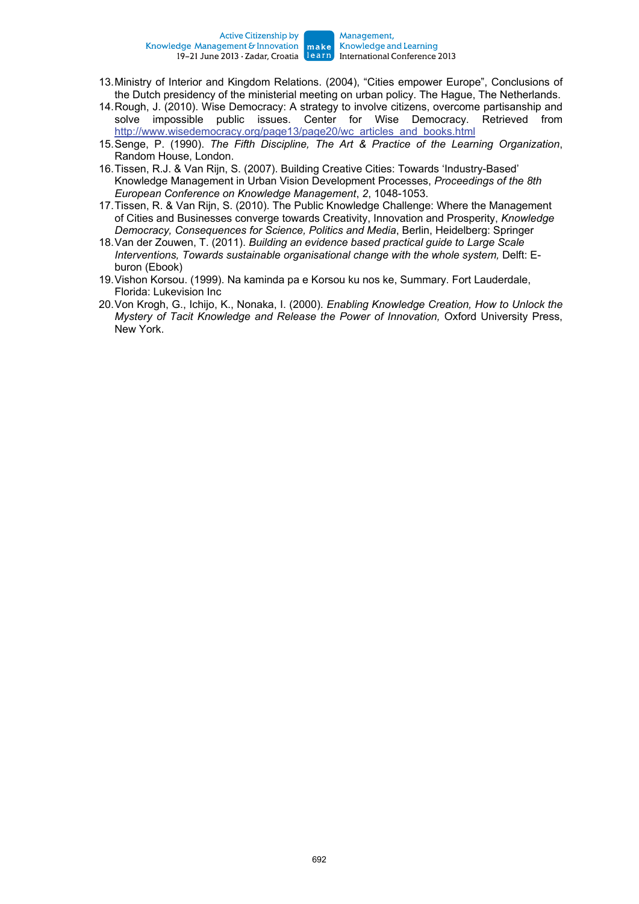13. Ministry of Interior and Kingdom Relations. (2004), "Cities empower Europe", Conclusions of the Dutch presidency of the ministerial meeting on urban policy. The Hague, The Netherlands.
14. Rough, J. (2010). Wise Democracy: A strategy to involve citizens, overcome partisanship and solve impossible public issues. Center for Wise Democracy. Retrieved from http://www.wisedemocracy.org/page13/page20/wc_articles_and_books.html
15. Senge, P. (1990). *The Fifth Discipline, The Art & Practice of the Learning Organization*, Random House, London.
16. Tissen, R.J. & Van Rijn, S. (2007). Building Creative Cities: Towards 'Industry-Based' Knowledge Management in Urban Vision Development Processes, *Proceedings of the 8th European Conference on Knowledge Management*, *2*, 1048-1053.
17. Tissen, R. & Van Rijn, S. (2010). The Public Knowledge Challenge: Where the Management of Cities and Businesses converge towards Creativity, Innovation and Prosperity, *Knowledge Democracy, Consequences for Science, Politics and Media*, Berlin, Heidelberg: Springer
18. Van der Zouwen, T. (2011). *Building an evidence based practical guide to Large Scale Interventions, Towards sustainable organisational change with the whole system,* Delft: E-buron (Ebook)
19. Vishon Korsou. (1999). Na kaminda pa e Korsou ku nos ke, Summary. Fort Lauderdale, Florida: Lukevision Inc
20. Von Krogh, G., Ichijo, K., Nonaka, I. (2000). *Enabling Knowledge Creation, How to Unlock the Mystery of Tacit Knowledge and Release the Power of Innovation,* Oxford University Press, New York.